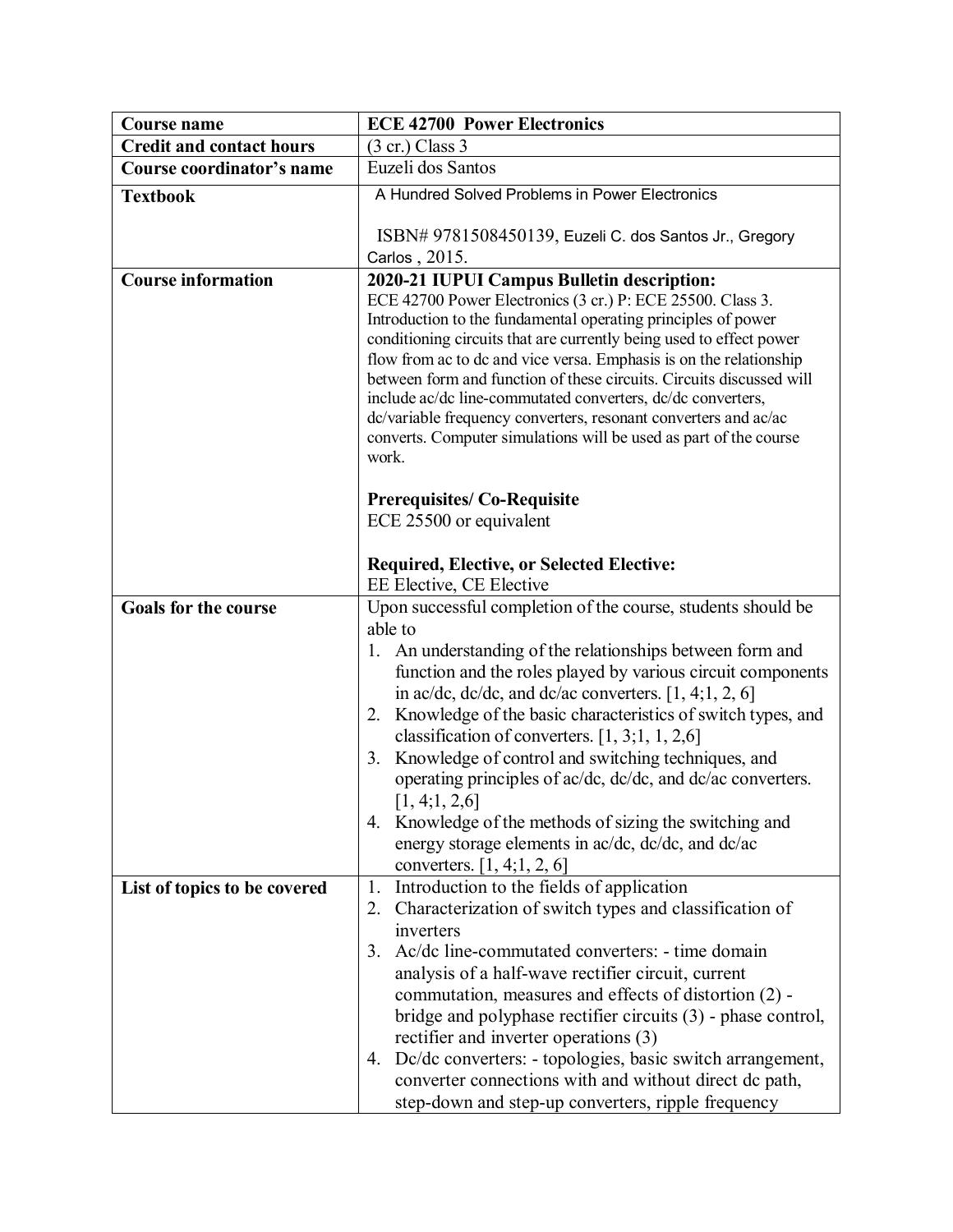| Course name | ECE 42700 Power Electronics |
| --- | --- |
| Credit and contact hours | (3 cr.) Class 3 |
| Course coordinator's name | Euzeli dos Santos |
| Textbook | A Hundred Solved Problems in Power Electronics<br><br>ISBN# 9781508450139, Euzeli C. dos Santos Jr., Gregory Carlos , 2015. |
| Course information | **2020-21 IUPUI Campus Bulletin description:**<br>ECE 42700 Power Electronics (3 cr.) P: ECE 25500. Class 3. Introduction to the fundamental operating principles of power conditioning circuits that are currently being used to effect power flow from ac to dc and vice versa. Emphasis is on the relationship between form and function of these circuits. Circuits discussed will include ac/dc line-commutated converters, dc/dc converters, dc/variable frequency converters, resonant converters and ac/ac converts. Computer simulations will be used as part of the course work.<br><br>**Prerequisites/ Co-Requisite**<br>ECE 25500 or equivalent<br><br>**Required, Elective, or Selected Elective:**<br>EE Elective, CE Elective |
| Goals for the course | Upon successful completion of the course, students should be able to<br>1. An understanding of the relationships between form and function and the roles played by various circuit components in ac/dc, dc/dc, and dc/ac converters. [1, 4;1, 2, 6]<br>2. Knowledge of the basic characteristics of switch types, and classification of converters. [1, 3;1, 1, 2,6]<br>3. Knowledge of control and switching techniques, and operating principles of ac/dc, dc/dc, and dc/ac converters. [1, 4;1, 2,6]<br>4. Knowledge of the methods of sizing the switching and energy storage elements in ac/dc, dc/dc, and dc/ac converters. [1, 4;1, 2, 6] |
| List of topics to be covered | 1. Introduction to the fields of application<br>2. Characterization of switch types and classification of inverters<br>3. Ac/dc line-commutated converters: - time domain analysis of a half-wave rectifier circuit, current commutation, measures and effects of distortion (2) - bridge and polyphase rectifier circuits (3) - phase control, rectifier and inverter operations (3)<br>4. Dc/dc converters: - topologies, basic switch arrangement, converter connections with and without direct dc path, step-down and step-up converters, ripple frequency |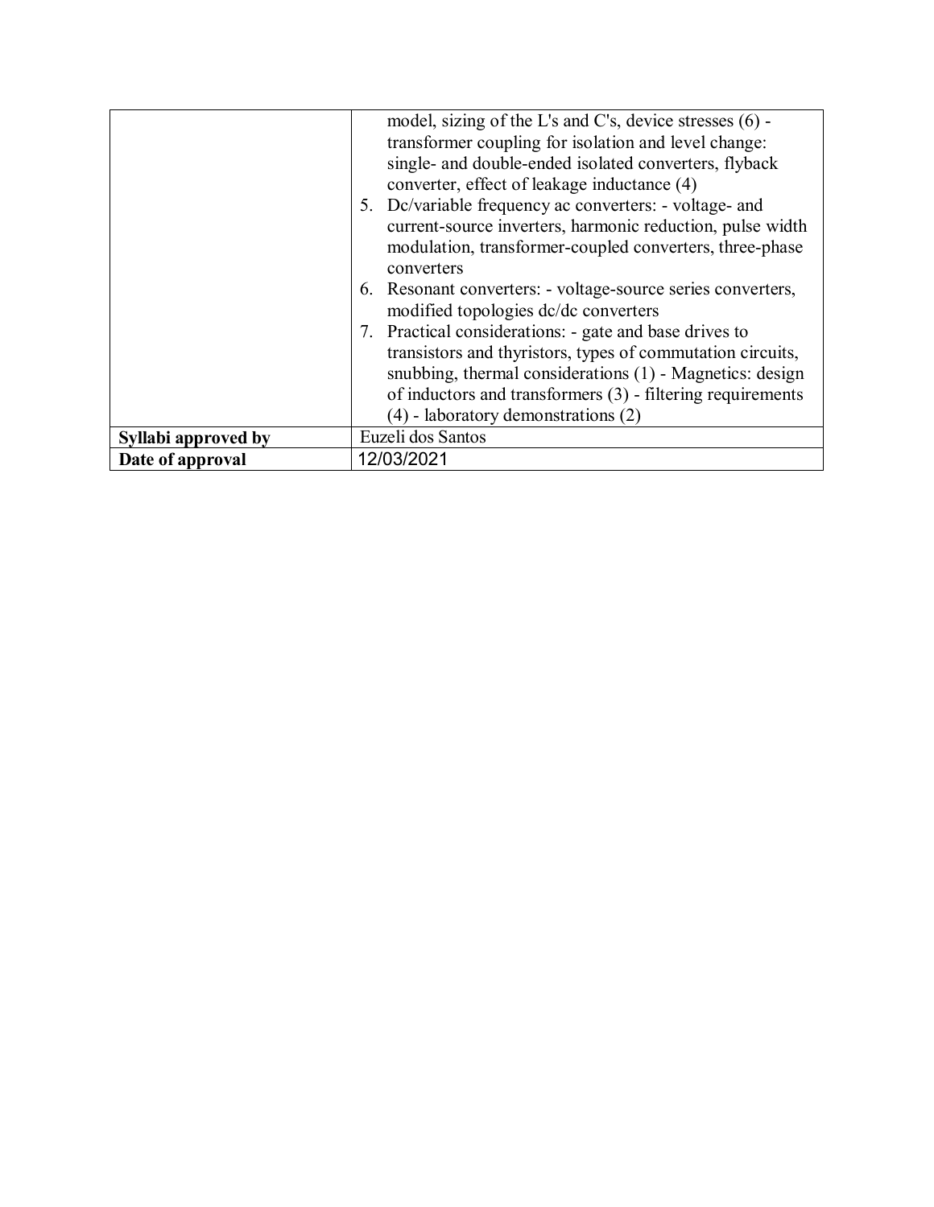| | |
|---|---|
| | model, sizing of the L's and C's, device stresses (6) - transformer coupling for isolation and level change: single- and double-ended isolated converters, flyback converter, effect of leakage inductance (4)<br>5. Dc/variable frequency ac converters: - voltage- and current-source inverters, harmonic reduction, pulse width modulation, transformer-coupled converters, three-phase converters<br>6. Resonant converters: - voltage-source series converters, modified topologies dc/dc converters<br>7. Practical considerations: - gate and base drives to transistors and thyristors, types of commutation circuits, snubbing, thermal considerations (1) - Magnetics: design of inductors and transformers (3) - filtering requirements (4) - laboratory demonstrations (2) |
| **Syllabi approved by** | Euzeli dos Santos |
| **Date of approval** | 12/03/2021 |